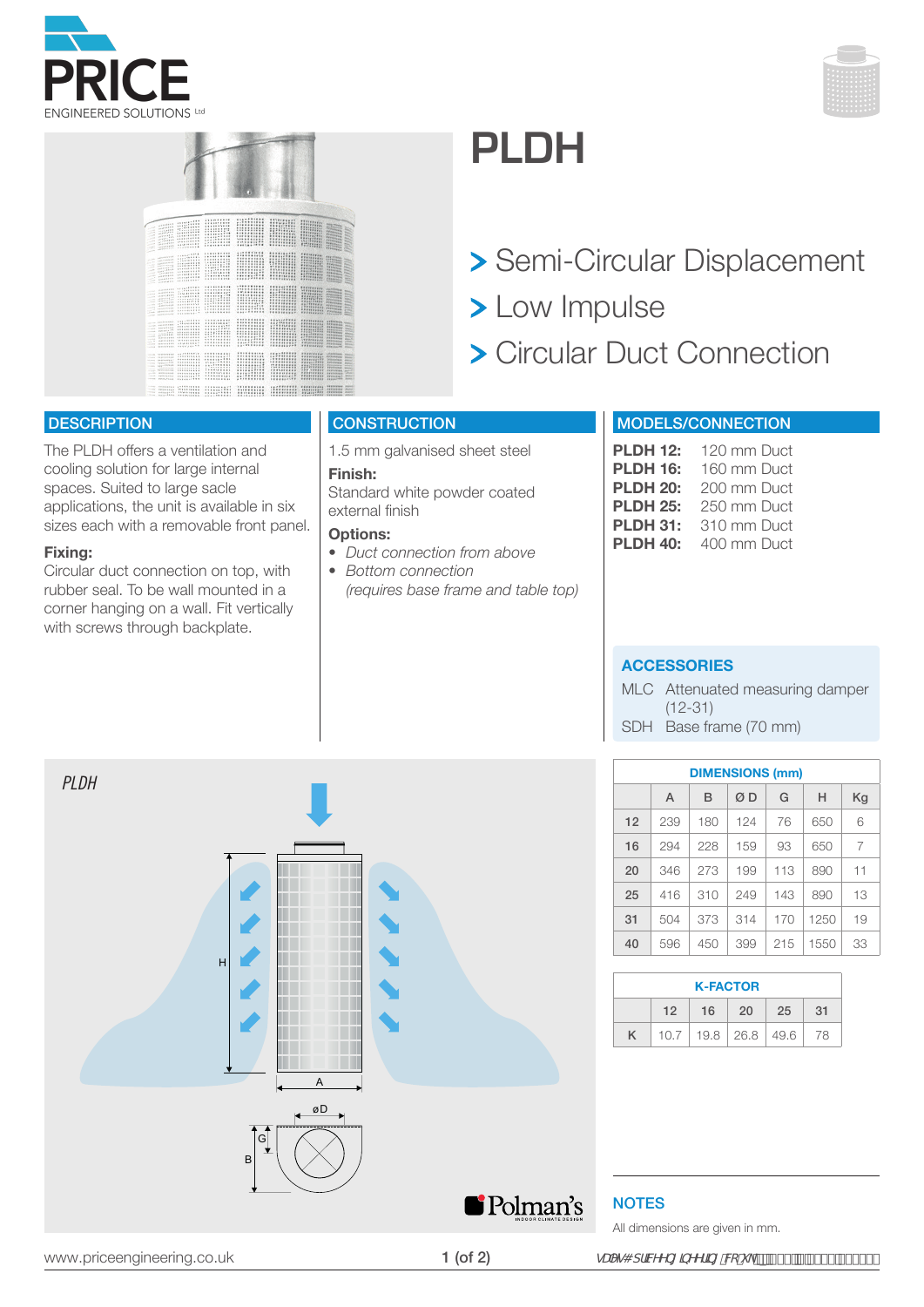# PLDH

> Semi-Circular Displacement
> Low Impulse
> Circular Duct Connection

## DESCRIPTION

The PLDH offers a ventilation and cooling solution for large internal spaces. Suited to large sacle applications, the unit is available in six sizes each with a removable front panel.

**Fixing:**
Circular duct connection on top, with rubber seal. To be wall mounted in a corner hanging on a wall. Fit vertically with screws through backplate.

## CONSTRUCTION

1.5 mm galvanised sheet steel

**Finish:**
Standard white powder coated external finish

**Options:**
- *Duct connection from above*
- *Bottom connection (requires base frame and table top)*

## MODELS/CONNECTION

**PLDH 12:** 120 mm Duct
**PLDH 16:** 160 mm Duct
**PLDH 20:** 200 mm Duct
**PLDH 25:** 250 mm Duct
**PLDH 31:** 310 mm Duct
**PLDH 40:** 400 mm Duct

## ACCESSORIES

MLC Attenuated measuring damper (12-31)
SDH Base frame (70 mm)

*PLDH*

**DIMENSIONS (mm)**

| | A | B | Ø D | G | H | Kg |
|---|---|---|---|---|---|---|
| 12 | 239 | 180 | 124 | 76 | 650 | 6 |
| 16 | 294 | 228 | 159 | 93 | 650 | 7 |
| 20 | 346 | 273 | 199 | 113 | 890 | 11 |
| 25 | 416 | 310 | 249 | 143 | 890 | 13 |
| 31 | 504 | 373 | 314 | 170 | 1250 | 19 |
| 40 | 596 | 450 | 399 | 215 | 1550 | 33 |

**K-FACTOR**

| | 12 | 16 | 20 | 25 | 31 |
|---|---|---|---|---|---|
| K | 10.7 | 19.8 | 26.8 | 49.6 | 78 |

## NOTES

All dimensions are given in mm.

www.priceengineering.co.uk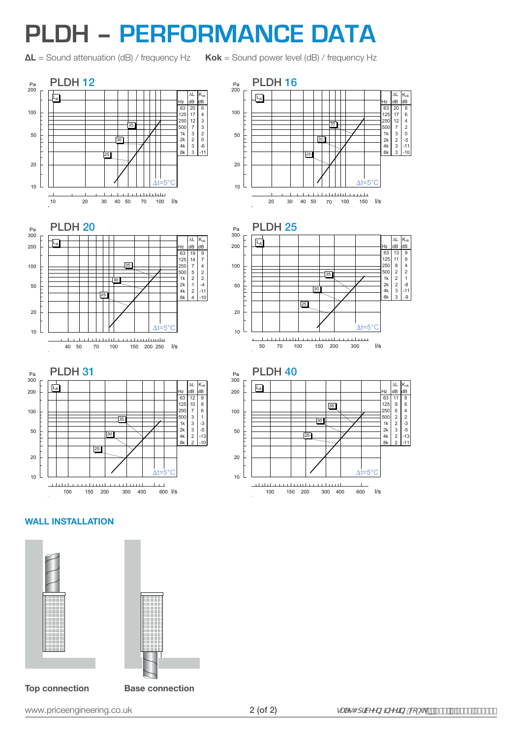# PLDH – PERFORMANCE DATA

**ΔL** = Sound attenuation (dB) / frequency Hz **Kok** = Sound power level (dB) / frequency Hz

## PLDH 12

Pa
200
100
50
20
10

$L_A$

25
30
35

Δt=5°C

10 20 30 40 50 70 100 l/s

| Hz | ΔL dB | $K_{ok}$ dB |
|---|---|---|
| 63 | 20 | 6 |
| 125 | 17 | 4 |
| 250 | 12 | 3 |
| 500 | 7 | 3 |
| 1k | 3 | 2 |
| 2k | 2 | 0 |
| 4k | 3 | -6 |
| 8k | 3 | -11 |

## PLDH 16

Pa
200
100
50
20
10

$L_A$

25
30
35

Δt=5°C

20 30 40 50 70 100 150 l/s

| Hz | ΔL dB | $K_{ok}$ dB |
|---|---|---|
| 63 | 20 | 8 |
| 125 | 17 | 6 |
| 250 | 12 | 4 |
| 500 | 7 | 2 |
| 1k | 3 | 0 |
| 2k | 2 | -5 |
| 4k | 3 | -11 |
| 8k | 3 | -10 |

## PLDH 20

Pa
300
200
100
50
20
10

$L_A$

25
30
35

Δt=5°C

40 50 70 100 150 200 250 l/s

| Hz | ΔL dB | $K_{ok}$ dB |
|---|---|---|
| 63 | 19 | 9 |
| 125 | 14 | 7 |
| 250 | 7 | 4 |
| 500 | 5 | 2 |
| 1k | 2 | 2 |
| 2k | 1 | -4 |
| 4k | 2 | -11 |
| 8k | 4 | -10 |

## PLDH 25

Pa
300
200
100
50
20
10

$L_A$

25
30
35

Δt=5°C

50 70 100 150 200 300 l/s

| Hz | ΔL dB | $K_{ok}$ dB |
|---|---|---|
| 63 | 13 | 9 |
| 125 | 11 | 9 |
| 250 | 8 | 4 |
| 500 | 2 | 2 |
| 1k | 2 | 1 |
| 2k | 2 | -8 |
| 4k | 3 | -11 |
| 8k | 3 | -9 |

## PLDH 31

Pa
300
200
100
50
20
10

$L_A$

25
30
35

Δt=5°C

100 150 200 300 400 600 l/s

| Hz | ΔL dB | $K_{ok}$ dB |
|---|---|---|
| 63 | 12 | 9 |
| 125 | 10 | 8 |
| 250 | 7 | 6 |
| 500 | 3 | 1 |
| 1k | 3 | -3 |
| 2k | 3 | -5 |
| 4k | 2 | -13 |
| 8k | 2 | -10 |

## PLDH 40

Pa
300
200
100
50
20
10

$L_A$

25
30
35

Δt=5°C

100 150 200 300 400 600 l/s

| Hz | ΔL dB | $K_{ok}$ dB |
|---|---|---|
| 63 | 11 | 8 |
| 125 | 9 | 6 |
| 250 | 6 | 4 |
| 500 | 2 | 2 |
| 1k | 2 | -3 |
| 2k | 3 | -5 |
| 4k | 2 | -13 |
| 8k | 2 | -11 |

## WALL INSTALLATION

**Top connection** **Base connection**

www.priceengineering.co.uk